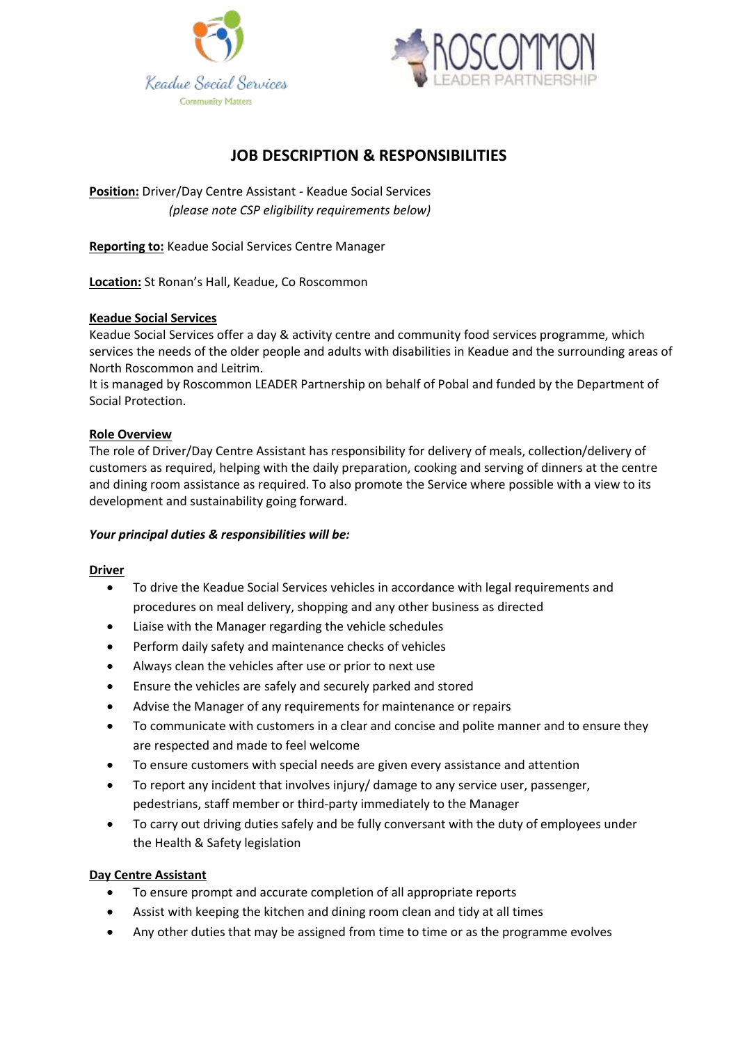Keadue Social Services
Community Matters

ROSCOMMON LEADER PARTNERSHIP

# JOB DESCRIPTION & RESPONSIBILITIES

**Position:** Driver/Day Centre Assistant - Keadue Social Services
*(please note CSP eligibility requirements below)*

**Reporting to:** Keadue Social Services Centre Manager

**Location:** St Ronan's Hall, Keadue, Co Roscommon

**Keadue Social Services**

Keadue Social Services offer a day & activity centre and community food services programme, which services the needs of the older people and adults with disabilities in Keadue and the surrounding areas of North Roscommon and Leitrim.
It is managed by Roscommon LEADER Partnership on behalf of Pobal and funded by the Department of Social Protection.

**Role Overview**

The role of Driver/Day Centre Assistant has responsibility for delivery of meals, collection/delivery of customers as required, helping with the daily preparation, cooking and serving of dinners at the centre and dining room assistance as required. To also promote the Service where possible with a view to its development and sustainability going forward.

***Your principal duties & responsibilities will be:***

**Driver**

- To drive the Keadue Social Services vehicles in accordance with legal requirements and procedures on meal delivery, shopping and any other business as directed
- Liaise with the Manager regarding the vehicle schedules
- Perform daily safety and maintenance checks of vehicles
- Always clean the vehicles after use or prior to next use
- Ensure the vehicles are safely and securely parked and stored
- Advise the Manager of any requirements for maintenance or repairs
- To communicate with customers in a clear and concise and polite manner and to ensure they are respected and made to feel welcome
- To ensure customers with special needs are given every assistance and attention
- To report any incident that involves injury/ damage to any service user, passenger, pedestrians, staff member or third-party immediately to the Manager
- To carry out driving duties safely and be fully conversant with the duty of employees under the Health & Safety legislation

**Day Centre Assistant**

- To ensure prompt and accurate completion of all appropriate reports
- Assist with keeping the kitchen and dining room clean and tidy at all times
- Any other duties that may be assigned from time to time or as the programme evolves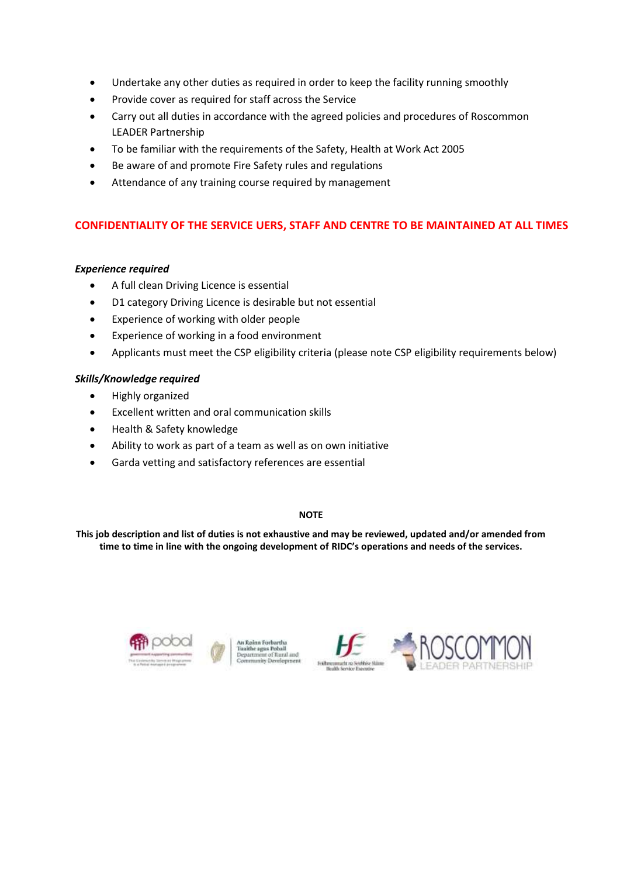- Undertake any other duties as required in order to keep the facility running smoothly
- Provide cover as required for staff across the Service
- Carry out all duties in accordance with the agreed policies and procedures of Roscommon LEADER Partnership
- To be familiar with the requirements of the Safety, Health at Work Act 2005
- Be aware of and promote Fire Safety rules and regulations
- Attendance of any training course required by management

**CONFIDENTIALITY OF THE SERVICE UERS, STAFF AND CENTRE TO BE MAINTAINED AT ALL TIMES**

***Experience required***

- A full clean Driving Licence is essential
- D1 category Driving Licence is desirable but not essential
- Experience of working with older people
- Experience of working in a food environment
- Applicants must meet the CSP eligibility criteria (please note CSP eligibility requirements below)

***Skills/Knowledge required***

- Highly organized
- Excellent written and oral communication skills
- Health & Safety knowledge
- Ability to work as part of a team as well as on own initiative
- Garda vetting and satisfactory references are essential

**NOTE**

**This job description and list of duties is not exhaustive and may be reviewed, updated and/or amended from time to time in line with the ongoing development of RIDC's operations and needs of the services.**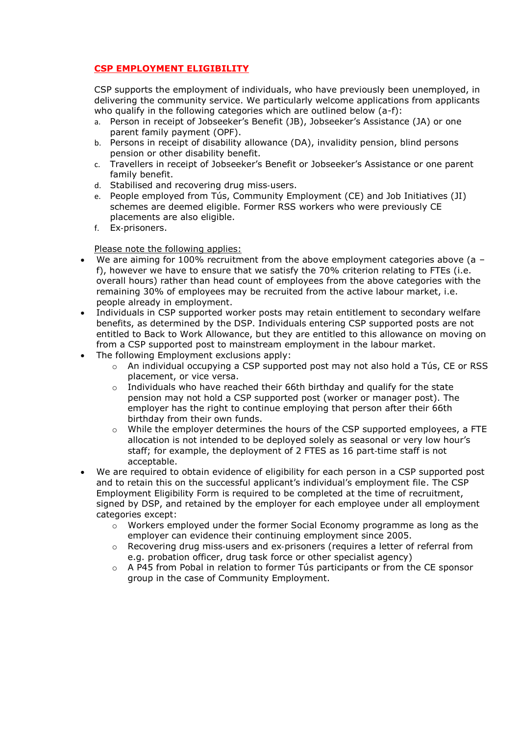## CSP EMPLOYMENT ELIGIBILITY

CSP supports the employment of individuals, who have previously been unemployed, in delivering the community service. We particularly welcome applications from applicants who qualify in the following categories which are outlined below (a-f):

a. Person in receipt of Jobseeker's Benefit (JB), Jobseeker's Assistance (JA) or one parent family payment (OPF).
b. Persons in receipt of disability allowance (DA), invalidity pension, blind persons pension or other disability benefit.
c. Travellers in receipt of Jobseeker's Benefit or Jobseeker's Assistance or one parent family benefit.
d. Stabilised and recovering drug miss-users.
e. People employed from Tús, Community Employment (CE) and Job Initiatives (JI) schemes are deemed eligible. Former RSS workers who were previously CE placements are also eligible.
f. Ex-prisoners.

Please note the following applies:

- We are aiming for 100% recruitment from the above employment categories above (a – f), however we have to ensure that we satisfy the 70% criterion relating to FTEs (i.e. overall hours) rather than head count of employees from the above categories with the remaining 30% of employees may be recruited from the active labour market, i.e. people already in employment.
- Individuals in CSP supported worker posts may retain entitlement to secondary welfare benefits, as determined by the DSP. Individuals entering CSP supported posts are not entitled to Back to Work Allowance, but they are entitled to this allowance on moving on from a CSP supported post to mainstream employment in the labour market.
- The following Employment exclusions apply:
  - An individual occupying a CSP supported post may not also hold a Tús, CE or RSS placement, or vice versa.
  - Individuals who have reached their 66th birthday and qualify for the state pension may not hold a CSP supported post (worker or manager post). The employer has the right to continue employing that person after their 66th birthday from their own funds.
  - While the employer determines the hours of the CSP supported employees, a FTE allocation is not intended to be deployed solely as seasonal or very low hour's staff; for example, the deployment of 2 FTES as 16 part-time staff is not acceptable.
- We are required to obtain evidence of eligibility for each person in a CSP supported post and to retain this on the successful applicant's individual's employment file. The CSP Employment Eligibility Form is required to be completed at the time of recruitment, signed by DSP, and retained by the employer for each employee under all employment categories except:
  - Workers employed under the former Social Economy programme as long as the employer can evidence their continuing employment since 2005.
  - Recovering drug miss-users and ex-prisoners (requires a letter of referral from e.g. probation officer, drug task force or other specialist agency)
  - A P45 from Pobal in relation to former Tús participants or from the CE sponsor group in the case of Community Employment.